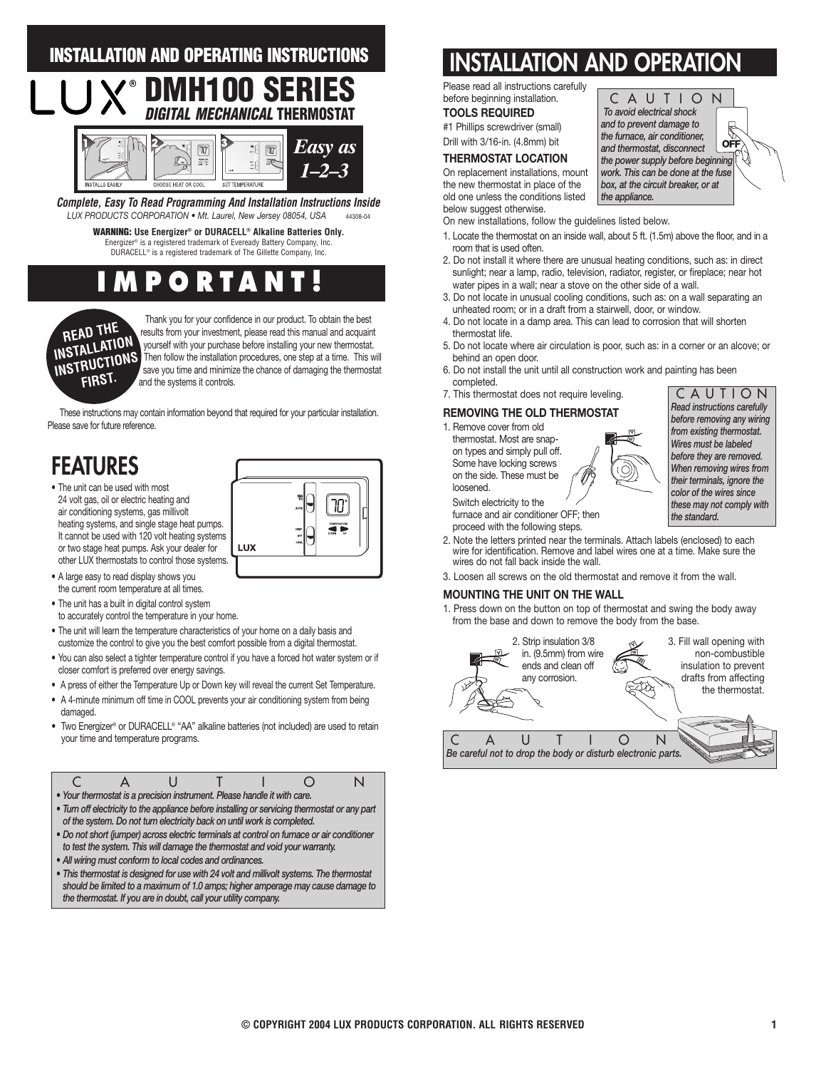# INSTALLATION AND OPERATING INSTRUCTIONS

# LUX® DMH100 SERIES

## *DIGITAL MECHANICAL* THERMOSTAT

INSTALLS EASILY — CHOOSE HEAT OR COOL — SET TEMPERATURE

*Easy as 1–2–3*

***Complete, Easy To Read Programming And Installation Instructions Inside***

*LUX PRODUCTS CORPORATION • Mt. Laurel, New Jersey 08054, USA* 44308-04

**WARNING: Use Energizer® or DURACELL® Alkaline Batteries Only.**
Energizer® is a registered trademark of Eveready Battery Company, Inc.
DURACELL® is a registered trademark of The Gillette Company, Inc.

# IMPORTANT!

**READ THE INSTALLATION INSTRUCTIONS FIRST.**

Thank you for your confidence in our product. To obtain the best results from your investment, please read this manual and acquaint yourself with your purchase before installing your new thermostat. Then follow the installation procedures, one step at a time. This will save you time and minimize the chance of damaging the thermostat and the systems it controls.

These instructions may contain information beyond that required for your particular installation. Please save for future reference.

# FEATURES

- The unit can be used with most 24 volt gas, oil or electric heating and air conditioning systems, gas millivolt heating systems, and single stage heat pumps. It cannot be used with 120 volt heating systems or two stage heat pumps. Ask your dealer for other LUX thermostats to control those systems.
- A large easy to read display shows you the current room temperature at all times.
- The unit has a built in digital control system to accurately control the temperature in your home.
- The unit will learn the temperature characteristics of your home on a daily basis and customize the control to give you the best comfort possible from a digital thermostat.
- You can also select a tighter temperature control if you have a forced hot water system or if closer comfort is preferred over energy savings.
- A press of either the Temperature Up or Down key will reveal the current Set Temperature.
- A 4-minute minimum off time in COOL prevents your air conditioning system from being damaged.
- Two Energizer® or DURACELL® "AA" alkaline batteries (not included) are used to retain your time and temperature programs.

**CAUTION**

- *Your thermostat is a precision instrument. Please handle it with care.*
- *Turn off electricity to the appliance before installing or servicing thermostat or any part of the system. Do not turn electricity back on until work is completed.*
- *Do not short (jumper) across electric terminals at control on furnace or air conditioner to test the system. This will damage the thermostat and void your warranty.*
- *All wiring must conform to local codes and ordinances.*
- *This thermostat is designed for use with 24 volt and millivolt systems. The thermostat should be limited to a maximum of 1.0 amps; higher amperage may cause damage to the thermostat. If you are in doubt, call your utility company.*

# INSTALLATION AND OPERATION

Please read all instructions carefully before beginning installation.

**CAUTION**

***To avoid electrical shock and to prevent damage to the furnace, air conditioner, and thermostat, disconnect the power supply before beginning work. This can be done at the fuse box, at the circuit breaker, or at the appliance.***

### TOOLS REQUIRED

#1 Phillips screwdriver (small)

Drill with 3/16-in. (4.8mm) bit

### THERMOSTAT LOCATION

On replacement installations, mount the new thermostat in place of the old one unless the conditions listed below suggest otherwise.

On new installations, follow the guidelines listed below.

1. Locate the thermostat on an inside wall, about 5 ft. (1.5m) above the floor, and in a room that is used often.
2. Do not install it where there are unusual heating conditions, such as: in direct sunlight; near a lamp, radio, television, radiator, register, or fireplace; near hot water pipes in a wall; near a stove on the other side of a wall.
3. Do not locate in unusual cooling conditions, such as: on a wall separating an unheated room; or in a draft from a stairwell, door, or window.
4. Do not locate in a damp area. This can lead to corrosion that will shorten thermostat life.
5. Do not locate where air circulation is poor, such as: in a corner or an alcove; or behind an open door.
6. Do not install the unit until all construction work and painting has been completed.
7. This thermostat does not require leveling.

**CAUTION**

***Read instructions carefully before removing any wiring from existing thermostat. Wires must be labeled before they are removed. When removing wires from their terminals, ignore the color of the wires since these may not comply with the standard.***

### REMOVING THE OLD THERMOSTAT

1. Remove cover from old thermostat. Most are snap-on types and simply pull off. Some have locking screws on the side. These must be loosened.

   Switch electricity to the furnace and air conditioner OFF; then proceed with the following steps.
2. Note the letters printed near the terminals. Attach labels (enclosed) to each wire for identification. Remove and label wires one at a time. Make sure the wires do not fall back inside the wall.
3. Loosen all screws on the old thermostat and remove it from the wall.

### MOUNTING THE UNIT ON THE WALL

1. Press down on the button on top of thermostat and swing the body away from the base and down to remove the body from the base.
2. Strip insulation 3/8 in. (9.5mm) from wire ends and clean off any corrosion.
3. Fill wall opening with non-combustible insulation to prevent drafts from affecting the thermostat.

**CAUTION**

***Be careful not to drop the body or disturb electronic parts.***

© COPYRIGHT 2004 LUX PRODUCTS CORPORATION. ALL RIGHTS RESERVED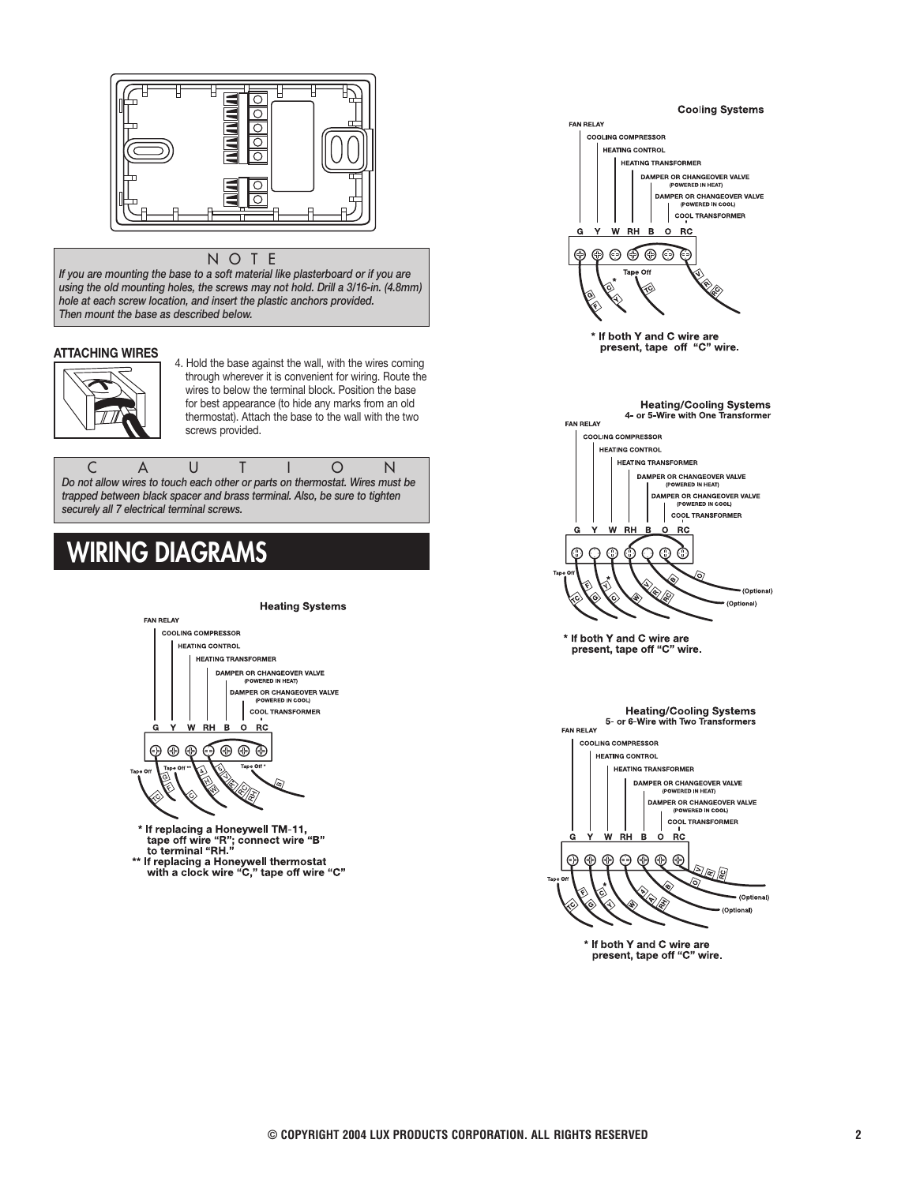> **NOTE**
>
> *If you are mounting the base to a soft material like plasterboard or if you are using the old mounting holes, the screws may not hold. Drill a 3/16-in. (4.8mm) hole at each screw location, and insert the plastic anchors provided. Then mount the base as described below.*

**ATTACHING WIRES**

4. Hold the base against the wall, with the wires coming through wherever it is convenient for wiring. Route the wires to below the terminal block. Position the base for best appearance (to hide any marks from an old thermostat). Attach the base to the wall with the two screws provided.

> **CAUTION**
>
> *Do not allow wires to touch each other or parts on thermostat. Wires must be trapped between black spacer and brass terminal. Also, be sure to tighten securely all 7 electrical terminal screws.*

# WIRING DIAGRAMS

**Heating Systems**

FAN RELAY
COOLING COMPRESSOR
HEATING CONTROL
HEATING TRANSFORMER
DAMPER OR CHANGEOVER VALVE (POWERED IN HEAT)
DAMPER OR CHANGEOVER VALVE (POWERED IN COOL)
COOL TRANSFORMER

G Y W RH B O RC

Tape Off · Tape Off ** · Tape Off *

\* If replacing a Honeywell TM-11, tape off wire "R"; connect wire "B" to terminal "RH."
\*\* If replacing a Honeywell thermostat with a clock wire "C," tape off wire "C"

**Cooling Systems**

FAN RELAY
COOLING COMPRESSOR
HEATING CONTROL
HEATING TRANSFORMER
DAMPER OR CHANGEOVER VALVE (POWERED IN HEAT)
DAMPER OR CHANGEOVER VALVE (POWERED IN COOL)
COOL TRANSFORMER

G Y W RH B O RC

Tape Off

\* If both Y and C wire are present, tape off "C" wire.

**Heating/Cooling Systems**
**4- or 5-Wire with One Transformer**

FAN RELAY
COOLING COMPRESSOR
HEATING CONTROL
HEATING TRANSFORMER
DAMPER OR CHANGEOVER VALVE (POWERED IN HEAT)
DAMPER OR CHANGEOVER VALVE (POWERED IN COOL)
COOL TRANSFORMER

G Y W RH B O RC

Tape Off · (Optional) · (Optional)

\* If both Y and C wire are present, tape off "C" wire.

**Heating/Cooling Systems**
**5- or 6-Wire with Two Transformers**

FAN RELAY
COOLING COMPRESSOR
HEATING CONTROL
HEATING TRANSFORMER
DAMPER OR CHANGEOVER VALVE (POWERED IN HEAT)
DAMPER OR CHANGEOVER VALVE (POWERED IN COOL)
COOL TRANSFORMER

G Y W RH B O RC

Tape Off · (Optional) · (Optional)

\* If both Y and C wire are present, tape off "C" wire.

© COPYRIGHT 2004 LUX PRODUCTS CORPORATION. ALL RIGHTS RESERVED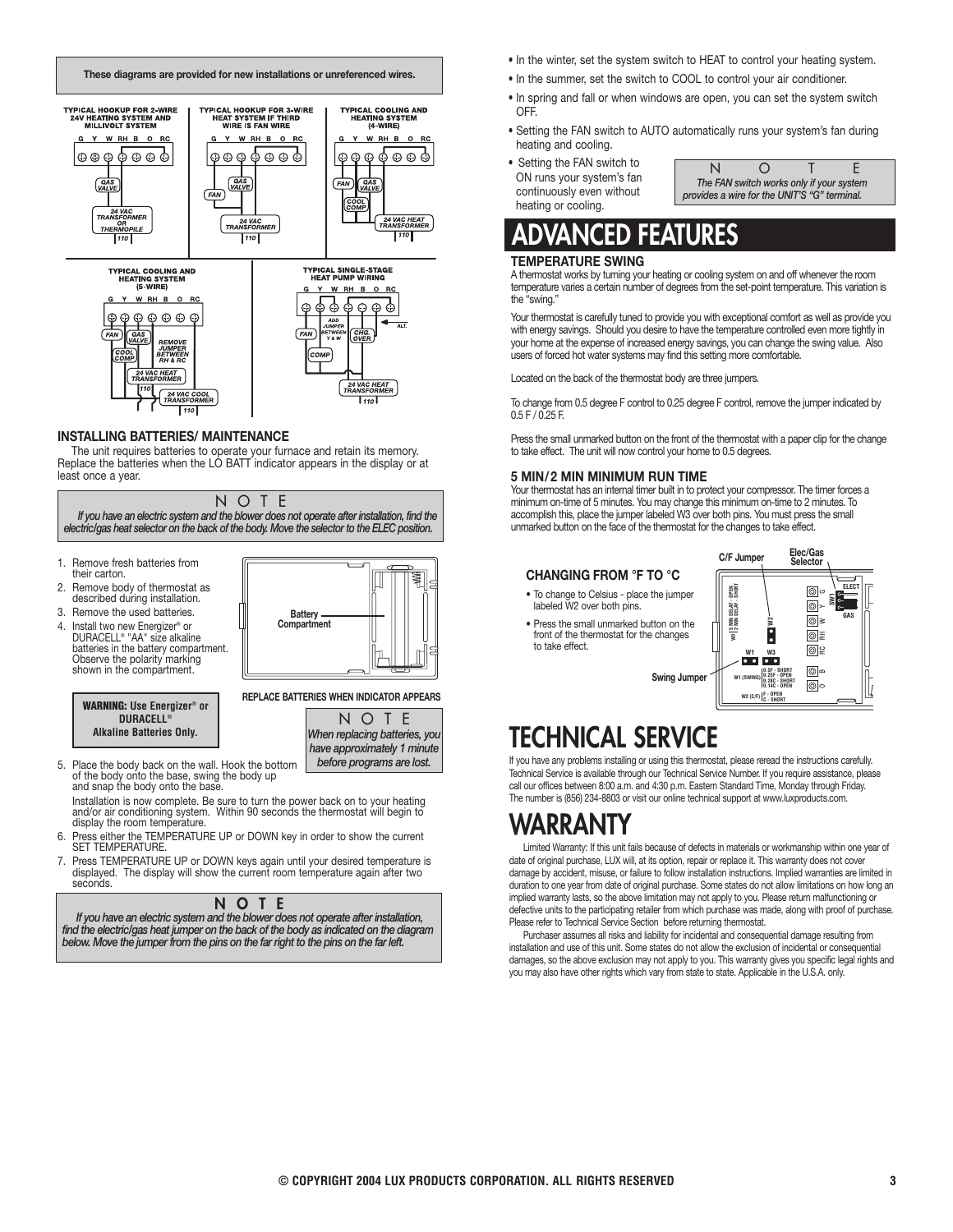These diagrams are provided for new installations or unreferenced wires.

TYPICAL HOOKUP FOR 2-WIRE 24V HEATING SYSTEM AND MILLIVOLT SYSTEM

G Y W RH B O RC

GAS VALVE

24 VAC TRANSFORMER OR THERMOPILE

110

TYPICAL HOOKUP FOR 3-WIRE HEAT SYSTEM IF THIRD WIRE IS FAN WIRE

G Y W RH B O RC

GAS VALVE

FAN

24 VAC TRANSFORMER

110

TYPICAL COOLING AND HEATING SYSTEM (4-WIRE)

G Y W RH B O RC

FAN

GAS VALVE

COOL COMP

24 VAC HEAT TRANSFORMER

110

TYPICAL COOLING AND HEATING SYSTEM (5-WIRE)

G Y W RH B O RC

FAN

GAS VALVE

REMOVE JUMPER BETWEEN RH & RC

COOL COMP

24 VAC HEAT TRANSFORMER

110

24 VAC COOL TRANSFORMER

110

TYPICAL SINGLE-STAGE HEAT PUMP WIRING

G Y W RH B O RC

ADD JUMPER BETWEEN Y & W

FAN

CHG. OVER

ALT.

COMP

24 VAC HEAT TRANSFORMER

110

### INSTALLING BATTERIES/ MAINTENANCE

The unit requires batteries to operate your furnace and retain its memory. Replace the batteries when the LO BATT indicator appears in the display or at least once a year.

**N O T E**

*If you have an electric system and the blower does not operate after installation, find the electric/gas heat selector on the back of the body. Move the selector to the ELEC position.*

1. Remove fresh batteries from their carton.
2. Remove body of thermostat as described during installation.
3. Remove the used batteries.
4. Install two new Energizer® or DURACELL® "AA" size alkaline batteries in the battery compartment. Observe the polarity marking shown in the compartment.

Battery Compartment

**WARNING: Use Energizer® or DURACELL® Alkaline Batteries Only.**

**REPLACE BATTERIES WHEN INDICATOR APPEARS**

**N O T E**

*When replacing batteries, you have approximately 1 minute before programs are lost.*

5. Place the body back on the wall. Hook the bottom of the body onto the base, swing the body up and snap the body onto the base.

   Installation is now complete. Be sure to turn the power back on to your heating and/or air conditioning system. Within 90 seconds the thermostat will begin to display the room temperature.
6. Press either the TEMPERATURE UP or DOWN key in order to show the current SET TEMPERATURE.
7. Press TEMPERATURE UP or DOWN keys again until your desired temperature is displayed. The display will show the current room temperature again after two seconds.

**N O T E**

*If you have an electric system and the blower does not operate after installation, find the electric/gas heat jumper on the back of the body as indicated on the diagram below. Move the jumper from the pins on the far right to the pins on the far left.*

- In the winter, set the system switch to HEAT to control your heating system.
- In the summer, set the switch to COOL to control your air conditioner.
- In spring and fall or when windows are open, you can set the system switch OFF.
- Setting the FAN switch to AUTO automatically runs your system's fan during heating and cooling.
- Setting the FAN switch to ON runs your system's fan continuously even without heating or cooling.

**N O T E**

*The FAN switch works only if your system provides a wire for the UNIT'S "G" terminal.*

# ADVANCED FEATURES

### TEMPERATURE SWING

A thermostat works by turning your heating or cooling system on and off whenever the room temperature varies a certain number of degrees from the set-point temperature. This variation is the "swing."

Your thermostat is carefully tuned to provide you with exceptional comfort as well as provide you with energy savings. Should you desire to have the temperature controlled even more tightly in your home at the expense of increased energy savings, you can change the swing value. Also users of forced hot water systems may find this setting more comfortable.

Located on the back of the thermostat body are three jumpers.

To change from 0.5 degree F control to 0.25 degree F control, remove the jumper indicated by 0.5 F / 0.25 F.

Press the small unmarked button on the front of the thermostat with a paper clip for the change to take effect. The unit will now control your home to 0.5 degrees.

### 5 MIN/2 MIN MINIMUM RUN TIME

Your thermostat has an internal timer built in to protect your compressor. The timer forces a minimum on-time of 5 minutes. You may change this minimum on-time to 2 minutes. To accomplish this, place the jumper labeled W3 over both pins. You must press the small unmarked button on the face of the thermostat for the changes to take effect.

### CHANGING FROM °F TO °C

- To change to Celsius - place the jumper labeled W2 over both pins.
- Press the small unmarked button on the front of the thermostat for the changes to take effect.

C/F Jumper

Elec/Gas Selector

ELECT

SW1

GAS

W3 5 MIN DELAY - OPEN 2 MIN DELAY - SHORT

W2

W1 W3

W1 (SWING) 0.5F - SHORT 0.25F - OPEN 0.28C - SHORT 0.14C - OPEN

W2 (C/F) F - OPEN C - SHORT

G Y W RH RC B O

Swing Jumper

# TECHNICAL SERVICE

If you have any problems installing or using this thermostat, please reread the instructions carefully. Technical Service is available through our Technical Service Number. If you require assistance, please call our offices between 8:00 a.m. and 4:30 p.m. Eastern Standard Time, Monday through Friday. The number is (856) 234-8803 or visit our online technical support at www.luxproducts.com.

# WARRANTY

Limited Warranty: If this unit fails because of defects in materials or workmanship within one year of date of original purchase, LUX will, at its option, repair or replace it. This warranty does not cover damage by accident, misuse, or failure to follow installation instructions. Implied warranties are limited in duration to one year from date of original purchase. Some states do not allow limitations on how long an implied warranty lasts, so the above limitation may not apply to you. Please return malfunctioning or defective units to the participating retailer from which purchase was made, along with proof of purchase. Please refer to Technical Service Section before returning thermostat.

Purchaser assumes all risks and liability for incidental and consequential damage resulting from installation and use of this unit. Some states do not allow the exclusion of incidental or consequential damages, so the above exclusion may not apply to you. This warranty gives you specific legal rights and you may also have other rights which vary from state to state. Applicable in the U.S.A. only.

**© COPYRIGHT 2004 LUX PRODUCTS CORPORATION. ALL RIGHTS RESERVED**